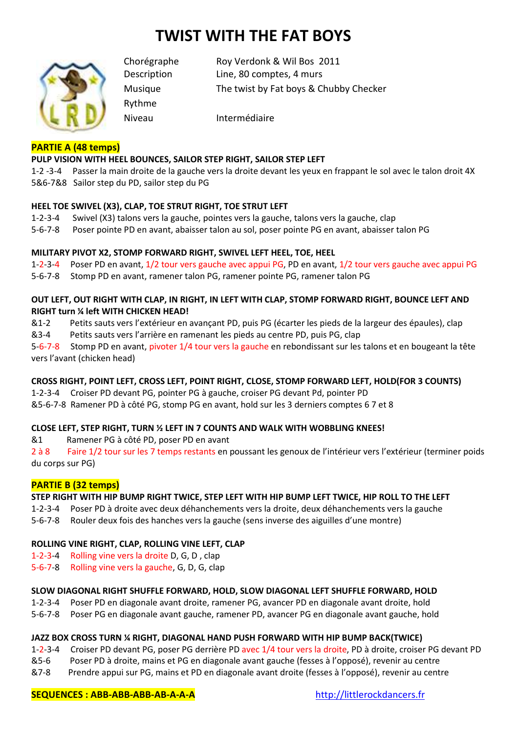# TWIST WITH THE FAT BOYS

| | |
|---|---|
| Chorégraphe | Roy Verdonk & Wil Bos 2011 |
| Description | Line, 80 comptes, 4 murs |
| Musique | The twist by Fat boys & Chubby Checker |
| Rythme | |
| Niveau | Intermédiaire |

## PARTIE A (48 temps)

**PULP VISION WITH HEEL BOUNCES, SAILOR STEP RIGHT, SAILOR STEP LEFT**

1-2 -3-4 Passer la main droite de la gauche vers la droite devant les yeux en frappant le sol avec le talon droit 4X
5&6-7&8 Sailor step du PD, sailor step du PG

**HEEL TOE SWIVEL (X3), CLAP, TOE STRUT RIGHT, TOE STRUT LEFT**

1-2-3-4 Swivel (X3) talons vers la gauche, pointes vers la gauche, talons vers la gauche, clap
5-6-7-8 Poser pointe PD en avant, abaisser talon au sol, poser pointe PG en avant, abaisser talon PG

**MILITARY PIVOT X2, STOMP FORWARD RIGHT, SWIVEL LEFT HEEL, TOE, HEEL**

1-2-3-4 Poser PD en avant, 1/2 tour vers gauche avec appui PG, PD en avant, 1/2 tour vers gauche avec appui PG
5-6-7-8 Stomp PD en avant, ramener talon PG, ramener pointe PG, ramener talon PG

**OUT LEFT, OUT RIGHT WITH CLAP, IN RIGHT, IN LEFT WITH CLAP, STOMP FORWARD RIGHT, BOUNCE LEFT AND RIGHT turn ¼ left WITH CHICKEN HEAD!**

&1-2 Petits sauts vers l'extérieur en avançant PD, puis PG (écarter les pieds de la largeur des épaules), clap
&3-4 Petits sauts vers l'arrière en ramenant les pieds au centre PD, puis PG, clap
5-6-7-8 Stomp PD en avant, pivoter 1/4 tour vers la gauche en rebondissant sur les talons et en bougeant la tête vers l'avant (chicken head)

**CROSS RIGHT, POINT LEFT, CROSS LEFT, POINT RIGHT, CLOSE, STOMP FORWARD LEFT, HOLD(FOR 3 COUNTS)**

1-2-3-4 Croiser PD devant PG, pointer PG à gauche, croiser PG devant Pd, pointer PD
&5-6-7-8 Ramener PD à côté PG, stomp PG en avant, hold sur les 3 derniers comptes 6 7 et 8

**CLOSE LEFT, STEP RIGHT, TURN ½ LEFT IN 7 COUNTS AND WALK WITH WOBBLING KNEES!**

&1 Ramener PG à côté PD, poser PD en avant
2 à 8 Faire 1/2 tour sur les 7 temps restants en poussant les genoux de l'intérieur vers l'extérieur (terminer poids du corps sur PG)

## PARTIE B (32 temps)

**STEP RIGHT WITH HIP BUMP RIGHT TWICE, STEP LEFT WITH HIP BUMP LEFT TWICE, HIP ROLL TO THE LEFT**

1-2-3-4 Poser PD à droite avec deux déhanchements vers la droite, deux déhanchements vers la gauche
5-6-7-8 Rouler deux fois des hanches vers la gauche (sens inverse des aiguilles d'une montre)

**ROLLING VINE RIGHT, CLAP, ROLLING VINE LEFT, CLAP**

1-2-3-4 Rolling vine vers la droite D, G, D , clap
5-6-7-8 Rolling vine vers la gauche, G, D, G, clap

**SLOW DIAGONAL RIGHT SHUFFLE FORWARD, HOLD, SLOW DIAGONAL LEFT SHUFFLE FORWARD, HOLD**

1-2-3-4 Poser PD en diagonale avant droite, ramener PG, avancer PD en diagonale avant droite, hold
5-6-7-8 Poser PG en diagonale avant gauche, ramener PD, avancer PG en diagonale avant gauche, hold

**JAZZ BOX CROSS TURN ¼ RIGHT, DIAGONAL HAND PUSH FORWARD WITH HIP BUMP BACK(TWICE)**

1-2-3-4 Croiser PD devant PG, poser PG derrière PD avec 1/4 tour vers la droite, PD à droite, croiser PG devant PD
&5-6 Poser PD à droite, mains et PG en diagonale avant gauche (fesses à l'opposé), revenir au centre
&7-8 Prendre appui sur PG, mains et PD en diagonale avant droite (fesses à l'opposé), revenir au centre

**SEQUENCES : ABB-ABB-ABB-AB-A-A-A**

http://littlerockdancers.fr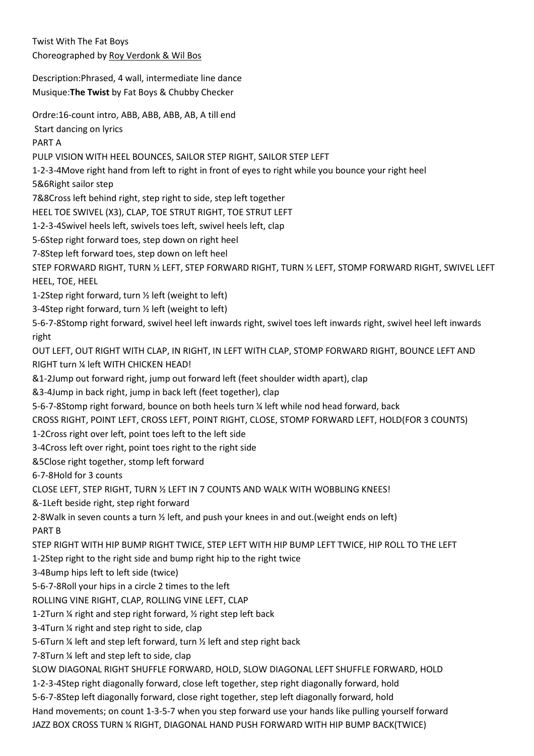Twist With The Fat Boys
Choreographed by Roy Verdonk & Wil Bos

Description:Phrased, 4 wall, intermediate line dance
Musique:**The Twist** by Fat Boys & Chubby Checker

Ordre:16-count intro, ABB, ABB, ABB, AB, A till end
Start dancing on lyrics

PART A

PULP VISION WITH HEEL BOUNCES, SAILOR STEP RIGHT, SAILOR STEP LEFT
1-2-3-4Move right hand from left to right in front of eyes to right while you bounce your right heel
5&6Right sailor step
7&8Cross left behind right, step right to side, step left together

HEEL TOE SWIVEL (X3), CLAP, TOE STRUT RIGHT, TOE STRUT LEFT
1-2-3-4Swivel heels left, swivels toes left, swivel heels left, clap
5-6Step right forward toes, step down on right heel
7-8Step left forward toes, step down on left heel

STEP FORWARD RIGHT, TURN ½ LEFT, STEP FORWARD RIGHT, TURN ½ LEFT, STOMP FORWARD RIGHT, SWIVEL LEFT HEEL, TOE, HEEL
1-2Step right forward, turn ½ left (weight to left)
3-4Step right forward, turn ½ left (weight to left)
5-6-7-8Stomp right forward, swivel heel left inwards right, swivel toes left inwards right, swivel heel left inwards right

OUT LEFT, OUT RIGHT WITH CLAP, IN RIGHT, IN LEFT WITH CLAP, STOMP FORWARD RIGHT, BOUNCE LEFT AND RIGHT turn ¼ left WITH CHICKEN HEAD!
&1-2Jump out forward right, jump out forward left (feet shoulder width apart), clap
&3-4Jump in back right, jump in back left (feet together), clap
5-6-7-8Stomp right forward, bounce on both heels turn ¼ left while nod head forward, back

CROSS RIGHT, POINT LEFT, CROSS LEFT, POINT RIGHT, CLOSE, STOMP FORWARD LEFT, HOLD(FOR 3 COUNTS)
1-2Cross right over left, point toes left to the left side
3-4Cross left over right, point toes right to the right side
&5Close right together, stomp left forward
6-7-8Hold for 3 counts

CLOSE LEFT, STEP RIGHT, TURN ½ LEFT IN 7 COUNTS AND WALK WITH WOBBLING KNEES!
&-1Left beside right, step right forward
2-8Walk in seven counts a turn ½ left, and push your knees in and out.(weight ends on left)

PART B

STEP RIGHT WITH HIP BUMP RIGHT TWICE, STEP LEFT WITH HIP BUMP LEFT TWICE, HIP ROLL TO THE LEFT
1-2Step right to the right side and bump right hip to the right twice
3-4Bump hips left to left side (twice)
5-6-7-8Roll your hips in a circle 2 times to the left

ROLLING VINE RIGHT, CLAP, ROLLING VINE LEFT, CLAP
1-2Turn ¼ right and step right forward, ½ right step left back
3-4Turn ¼ right and step right to side, clap
5-6Turn ¼ left and step left forward, turn ½ left and step right back
7-8Turn ¼ left and step left to side, clap

SLOW DIAGONAL RIGHT SHUFFLE FORWARD, HOLD, SLOW DIAGONAL LEFT SHUFFLE FORWARD, HOLD
1-2-3-4Step right diagonally forward, close left together, step right diagonally forward, hold
5-6-7-8Step left diagonally forward, close right together, step left diagonally forward, hold
Hand movements; on count 1-3-5-7 when you step forward use your hands like pulling yourself forward

JAZZ BOX CROSS TURN ¼ RIGHT, DIAGONAL HAND PUSH FORWARD WITH HIP BUMP BACK(TWICE)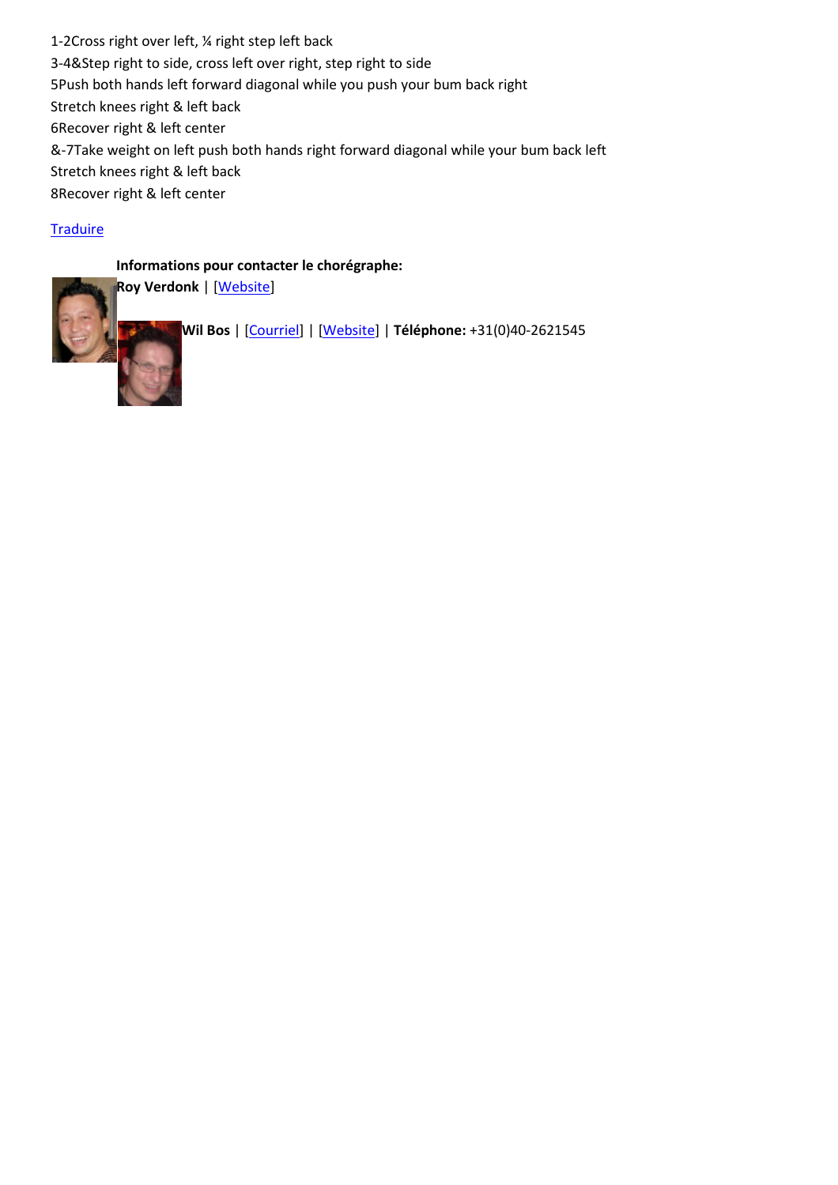1-2Cross right over left, ¼ right step left back
3-4&Step right to side, cross left over right, step right to side
5Push both hands left forward diagonal while you push your bum back right
Stretch knees right & left back
6Recover right & left center
&-7Take weight on left push both hands right forward diagonal while your bum back left
Stretch knees right & left back
8Recover right & left center

[Traduire]

**Informations pour contacter le chorégraphe:**
**Roy Verdonk** | [Website]

**Wil Bos** | [Courriel] | [Website] | **Téléphone:** +31(0)40-2621545